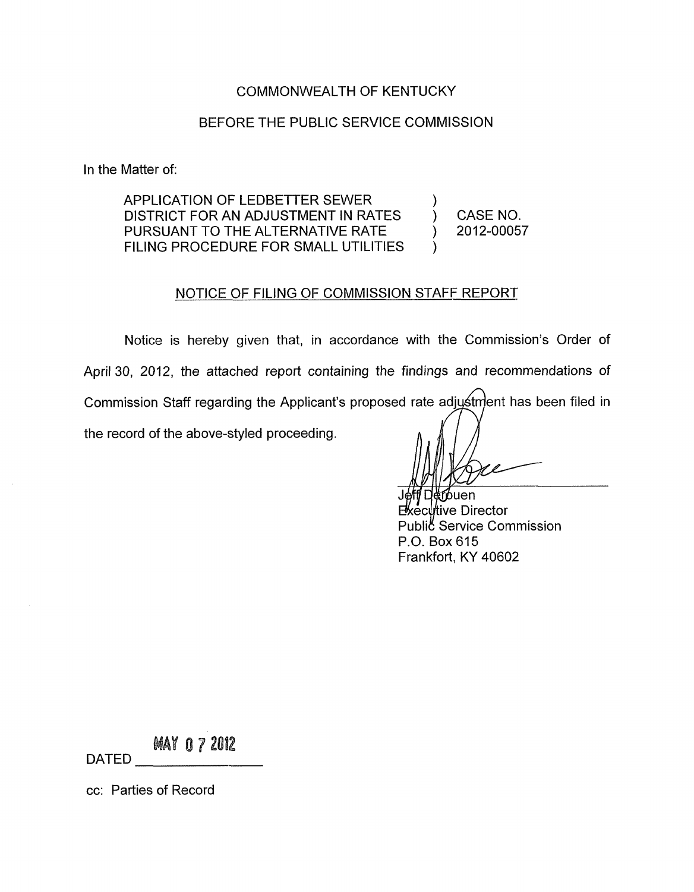COMMONWEALTH OF KENTUCKY

BEFORE THE PUBLIC SERVICE COMMISSION

In the Matter of:

| | | |
|---|---|---|
| APPLICATION OF LEDBETTER SEWER DISTRICT FOR AN ADJUSTMENT IN RATES PURSUANT TO THE ALTERNATIVE RATE FILING PROCEDURE FOR SMALL UTILITIES | ) ) ) ) | CASE NO. 2012-00057 |

NOTICE OF FILING OF COMMISSION STAFF REPORT

Notice is hereby given that, in accordance with the Commission's Order of April 30, 2012, the attached report containing the findings and recommendations of Commission Staff regarding the Applicant's proposed rate adjustment has been filed in the record of the above-styled proceeding.

Jeff Derouen
Executive Director
Public Service Commission
P.O. Box 615
Frankfort, KY 40602

DATED MAY 07 2012

cc: Parties of Record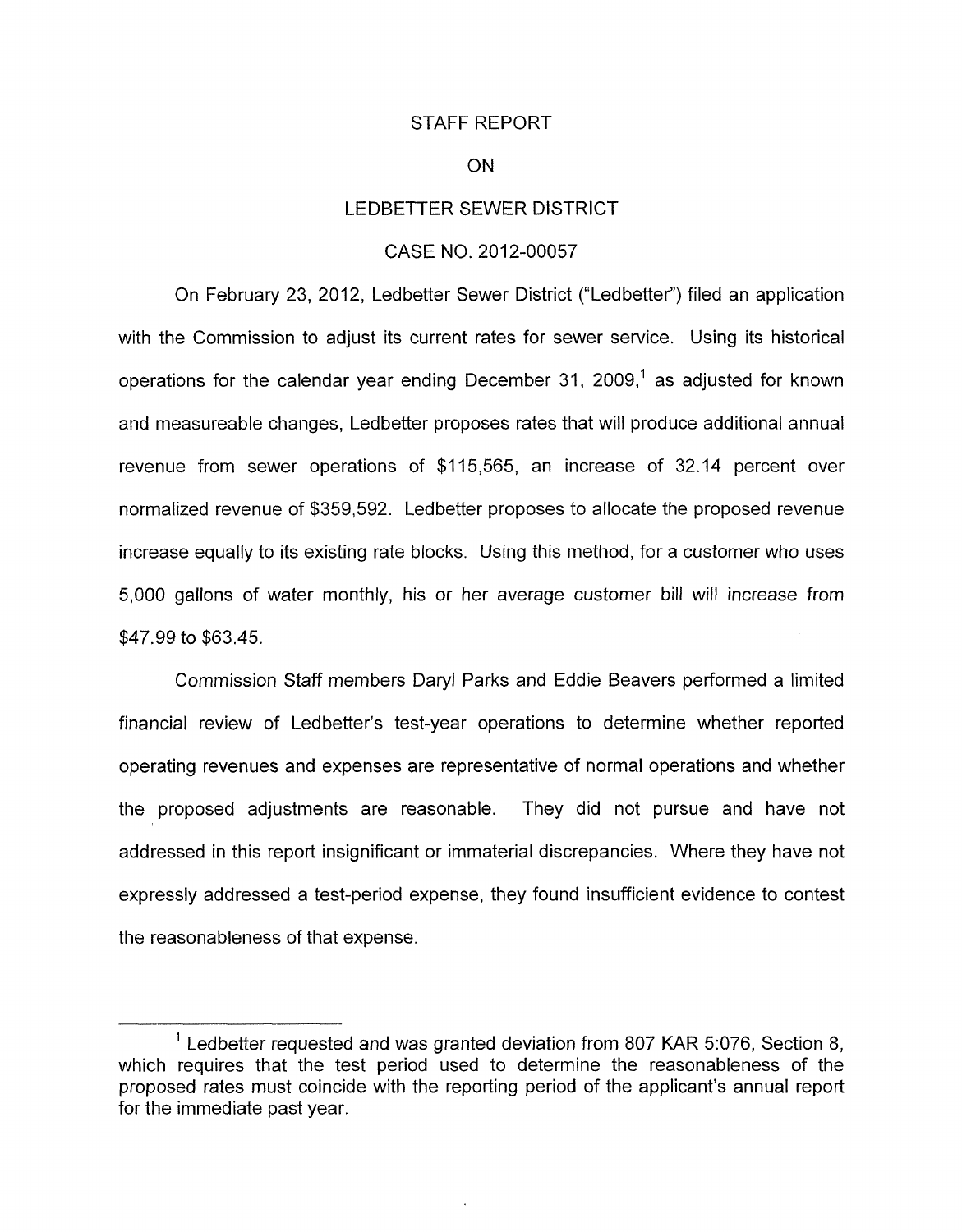STAFF REPORT

ON

LEDBETTER SEWER DISTRICT

CASE NO. 2012-00057

On February 23, 2012, Ledbetter Sewer District ("Ledbetter") filed an application with the Commission to adjust its current rates for sewer service. Using its historical operations for the calendar year ending December 31, 2009,[1] as adjusted for known and measureable changes, Ledbetter proposes rates that will produce additional annual revenue from sewer operations of $115,565, an increase of 32.14 percent over normalized revenue of $359,592. Ledbetter proposes to allocate the proposed revenue increase equally to its existing rate blocks. Using this method, for a customer who uses 5,000 gallons of water monthly, his or her average customer bill will increase from $47.99 to $63.45.

Commission Staff members Daryl Parks and Eddie Beavers performed a limited financial review of Ledbetter's test-year operations to determine whether reported operating revenues and expenses are representative of normal operations and whether the proposed adjustments are reasonable. They did not pursue and have not addressed in this report insignificant or immaterial discrepancies. Where they have not expressly addressed a test-period expense, they found insufficient evidence to contest the reasonableness of that expense.

[1] Ledbetter requested and was granted deviation from 807 KAR 5:076, Section 8, which requires that the test period used to determine the reasonableness of the proposed rates must coincide with the reporting period of the applicant's annual report for the immediate past year.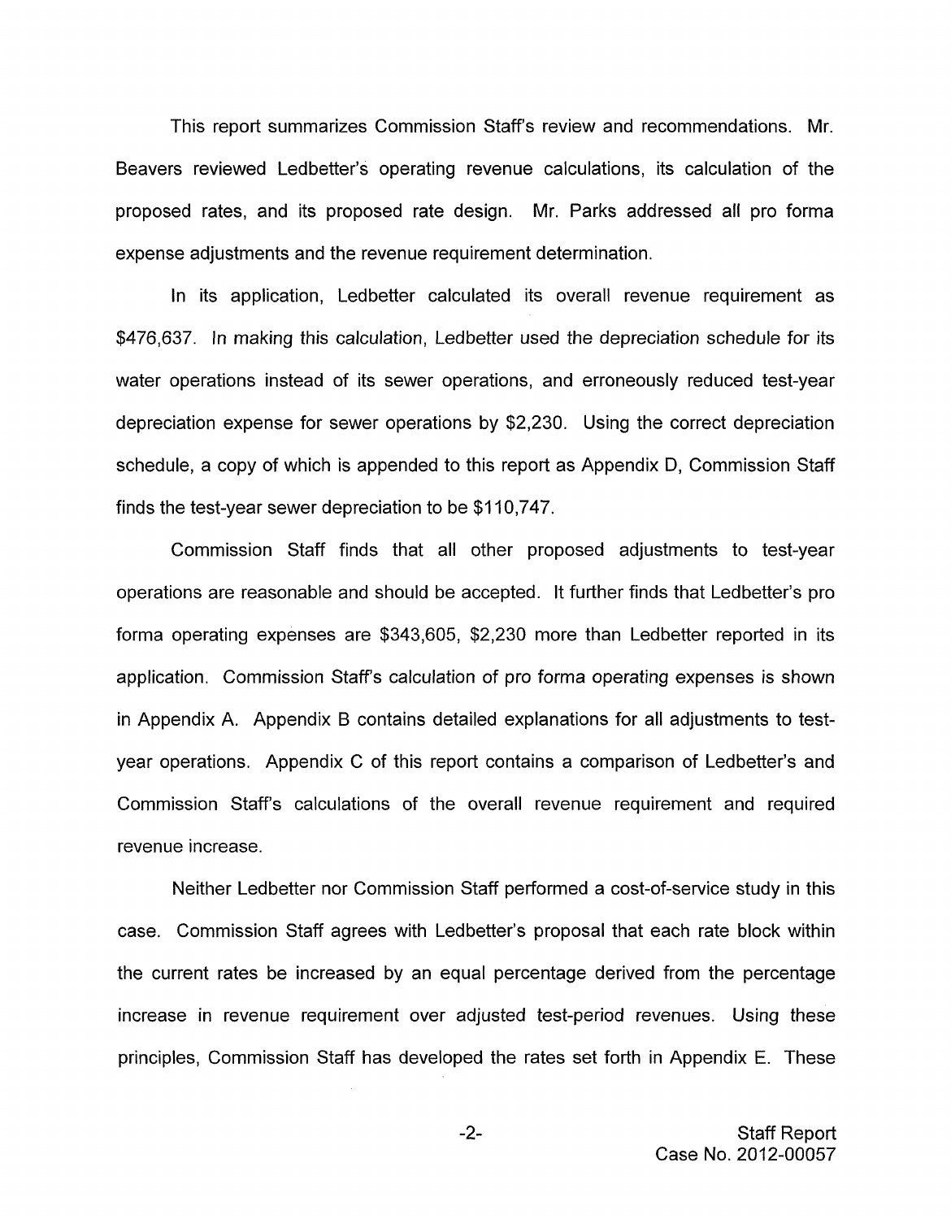This report summarizes Commission Staff's review and recommendations. Mr. Beavers reviewed Ledbetter's operating revenue calculations, its calculation of the proposed rates, and its proposed rate design. Mr. Parks addressed all pro forma expense adjustments and the revenue requirement determination.

In its application, Ledbetter calculated its overall revenue requirement as $476,637. In making this calculation, Ledbetter used the depreciation schedule for its water operations instead of its sewer operations, and erroneously reduced test-year depreciation expense for sewer operations by $2,230. Using the correct depreciation schedule, a copy of which is appended to this report as Appendix D, Commission Staff finds the test-year sewer depreciation to be $110,747.

Commission Staff finds that all other proposed adjustments to test-year operations are reasonable and should be accepted. It further finds that Ledbetter's pro forma operating expenses are $343,605, $2,230 more than Ledbetter reported in its application. Commission Staff's calculation of pro forma operating expenses is shown in Appendix A. Appendix B contains detailed explanations for all adjustments to test-year operations. Appendix C of this report contains a comparison of Ledbetter's and Commission Staff's calculations of the overall revenue requirement and required revenue increase.

Neither Ledbetter nor Commission Staff performed a cost-of-service study in this case. Commission Staff agrees with Ledbetter's proposal that each rate block within the current rates be increased by an equal percentage derived from the percentage increase in revenue requirement over adjusted test-period revenues. Using these principles, Commission Staff has developed the rates set forth in Appendix E. These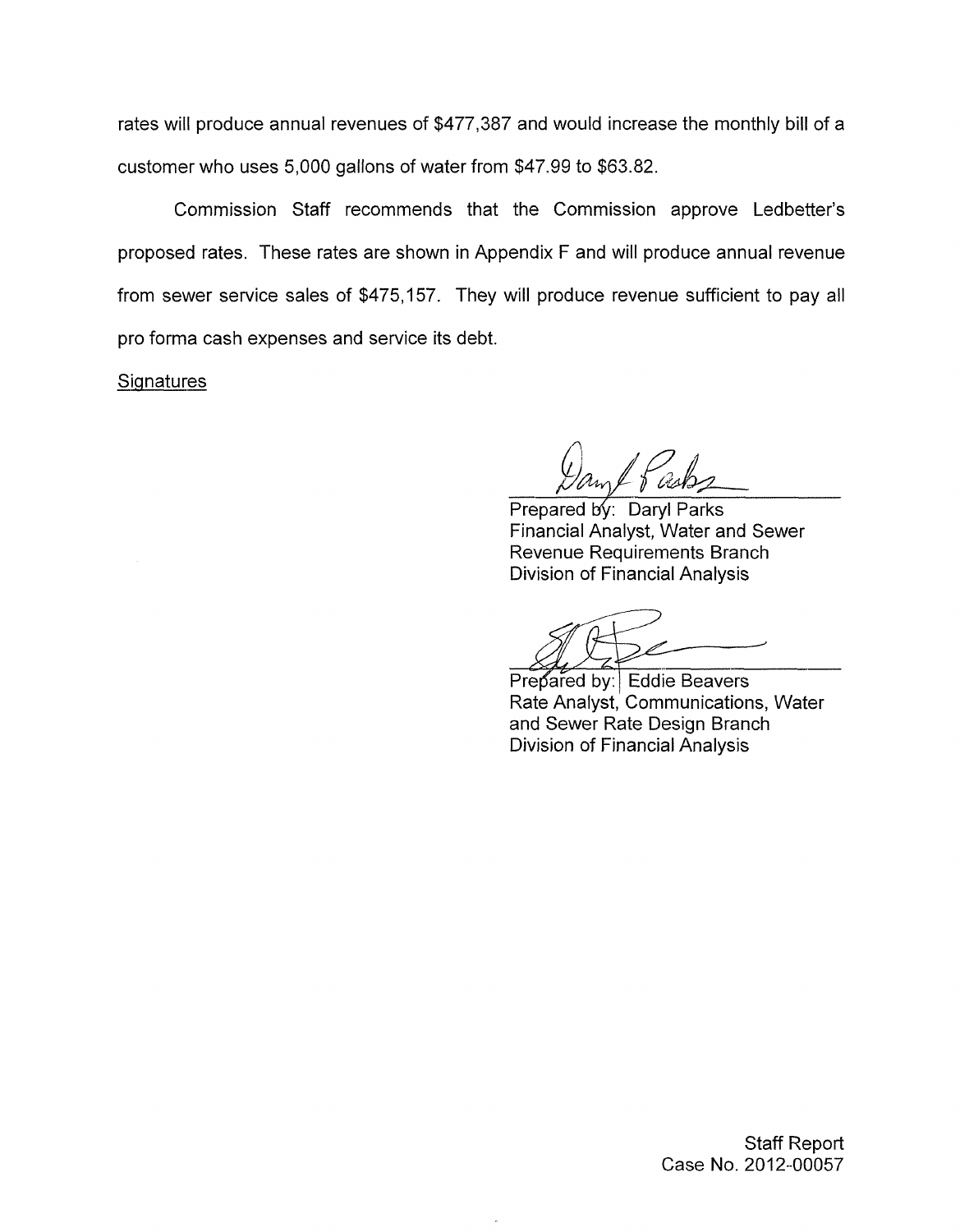rates will produce annual revenues of $477,387 and would increase the monthly bill of a customer who uses 5,000 gallons of water from $47.99 to $63.82.

Commission Staff recommends that the Commission approve Ledbetter's proposed rates. These rates are shown in Appendix F and will produce annual revenue from sewer service sales of $475,157. They will produce revenue sufficient to pay all pro forma cash expenses and service its debt.

Signatures

Prepared by: Daryl Parks
Financial Analyst, Water and Sewer
Revenue Requirements Branch
Division of Financial Analysis

Prepared by: Eddie Beavers
Rate Analyst, Communications, Water
and Sewer Rate Design Branch
Division of Financial Analysis

Staff Report
Case No. 2012-00057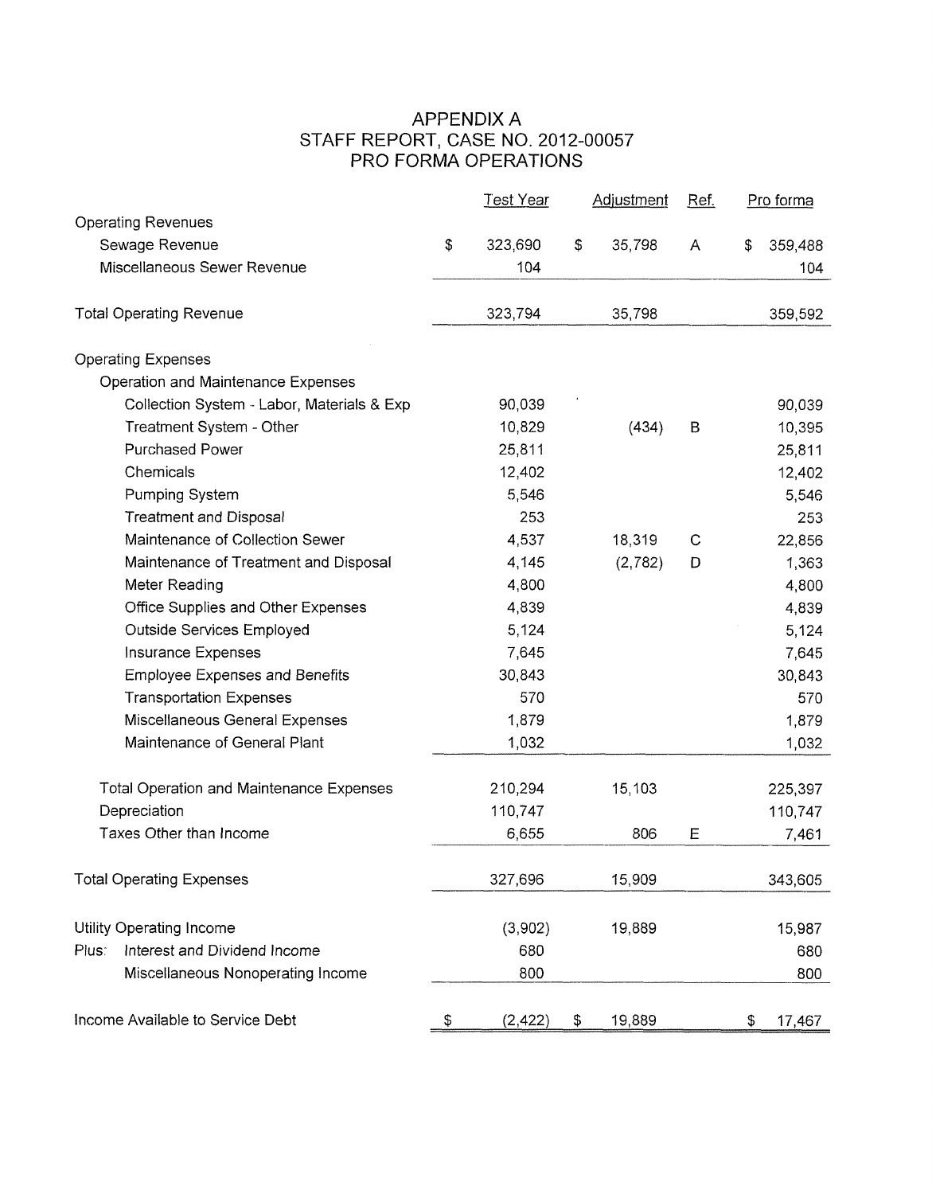# APPENDIX A
## STAFF REPORT, CASE NO. 2012-00057
## PRO FORMA OPERATIONS

| | Test Year | Adjustment | Ref. | Pro forma |
|---|---|---|---|---|
| **Operating Revenues** | | | | |
| Sewage Revenue | $ 323,690 | $ 35,798 | A | $ 359,488 |
| Miscellaneous Sewer Revenue | 104 | | | 104 |
| **Total Operating Revenue** | 323,794 | 35,798 | | 359,592 |
| **Operating Expenses** | | | | |
| Operation and Maintenance Expenses | | | | |
| Collection System - Labor, Materials & Exp | 90,039 | | | 90,039 |
| Treatment System - Other | 10,829 | (434) | B | 10,395 |
| Purchased Power | 25,811 | | | 25,811 |
| Chemicals | 12,402 | | | 12,402 |
| Pumping System | 5,546 | | | 5,546 |
| Treatment and Disposal | 253 | | | 253 |
| Maintenance of Collection Sewer | 4,537 | 18,319 | C | 22,856 |
| Maintenance of Treatment and Disposal | 4,145 | (2,782) | D | 1,363 |
| Meter Reading | 4,800 | | | 4,800 |
| Office Supplies and Other Expenses | 4,839 | | | 4,839 |
| Outside Services Employed | 5,124 | | | 5,124 |
| Insurance Expenses | 7,645 | | | 7,645 |
| Employee Expenses and Benefits | 30,843 | | | 30,843 |
| Transportation Expenses | 570 | | | 570 |
| Miscellaneous General Expenses | 1,879 | | | 1,879 |
| Maintenance of General Plant | 1,032 | | | 1,032 |
| Total Operation and Maintenance Expenses | 210,294 | 15,103 | | 225,397 |
| Depreciation | 110,747 | | | 110,747 |
| Taxes Other than Income | 6,655 | 806 | E | 7,461 |
| **Total Operating Expenses** | 327,696 | 15,909 | | 343,605 |
| Utility Operating Income | (3,902) | 19,889 | | 15,987 |
| Plus: Interest and Dividend Income | 680 | | | 680 |
| Miscellaneous Nonoperating Income | 800 | | | 800 |
| **Income Available to Service Debt** | $ (2,422) | $ 19,889 | | $ 17,467 |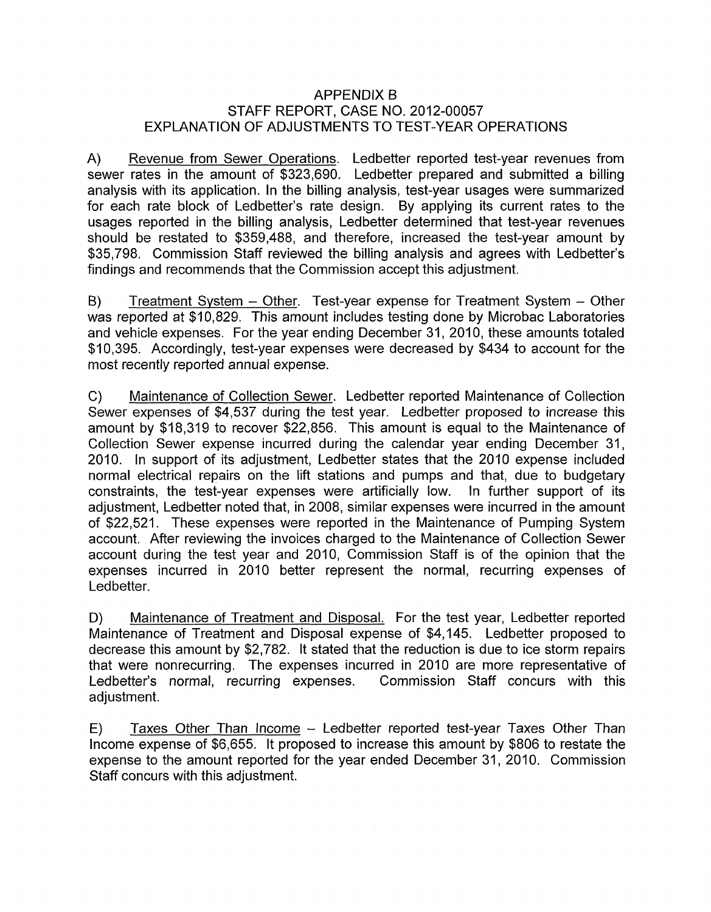# APPENDIX B
## STAFF REPORT, CASE NO. 2012-00057
## EXPLANATION OF ADJUSTMENTS TO TEST-YEAR OPERATIONS

A) Revenue from Sewer Operations. Ledbetter reported test-year revenues from sewer rates in the amount of $323,690. Ledbetter prepared and submitted a billing analysis with its application. In the billing analysis, test-year usages were summarized for each rate block of Ledbetter's rate design. By applying its current rates to the usages reported in the billing analysis, Ledbetter determined that test-year revenues should be restated to $359,488, and therefore, increased the test-year amount by $35,798. Commission Staff reviewed the billing analysis and agrees with Ledbetter's findings and recommends that the Commission accept this adjustment.

B) Treatment System – Other. Test-year expense for Treatment System – Other was reported at $10,829. This amount includes testing done by Microbac Laboratories and vehicle expenses. For the year ending December 31, 2010, these amounts totaled $10,395. Accordingly, test-year expenses were decreased by $434 to account for the most recently reported annual expense.

C) Maintenance of Collection Sewer. Ledbetter reported Maintenance of Collection Sewer expenses of $4,537 during the test year. Ledbetter proposed to increase this amount by $18,319 to recover $22,856. This amount is equal to the Maintenance of Collection Sewer expense incurred during the calendar year ending December 31, 2010. In support of its adjustment, Ledbetter states that the 2010 expense included normal electrical repairs on the lift stations and pumps and that, due to budgetary constraints, the test-year expenses were artificially low. In further support of its adjustment, Ledbetter noted that, in 2008, similar expenses were incurred in the amount of $22,521. These expenses were reported in the Maintenance of Pumping System account. After reviewing the invoices charged to the Maintenance of Collection Sewer account during the test year and 2010, Commission Staff is of the opinion that the expenses incurred in 2010 better represent the normal, recurring expenses of Ledbetter.

D) Maintenance of Treatment and Disposal. For the test year, Ledbetter reported Maintenance of Treatment and Disposal expense of $4,145. Ledbetter proposed to decrease this amount by $2,782. It stated that the reduction is due to ice storm repairs that were nonrecurring. The expenses incurred in 2010 are more representative of Ledbetter's normal, recurring expenses. Commission Staff concurs with this adjustment.

E) Taxes Other Than Income – Ledbetter reported test-year Taxes Other Than Income expense of $6,655. It proposed to increase this amount by $806 to restate the expense to the amount reported for the year ended December 31, 2010. Commission Staff concurs with this adjustment.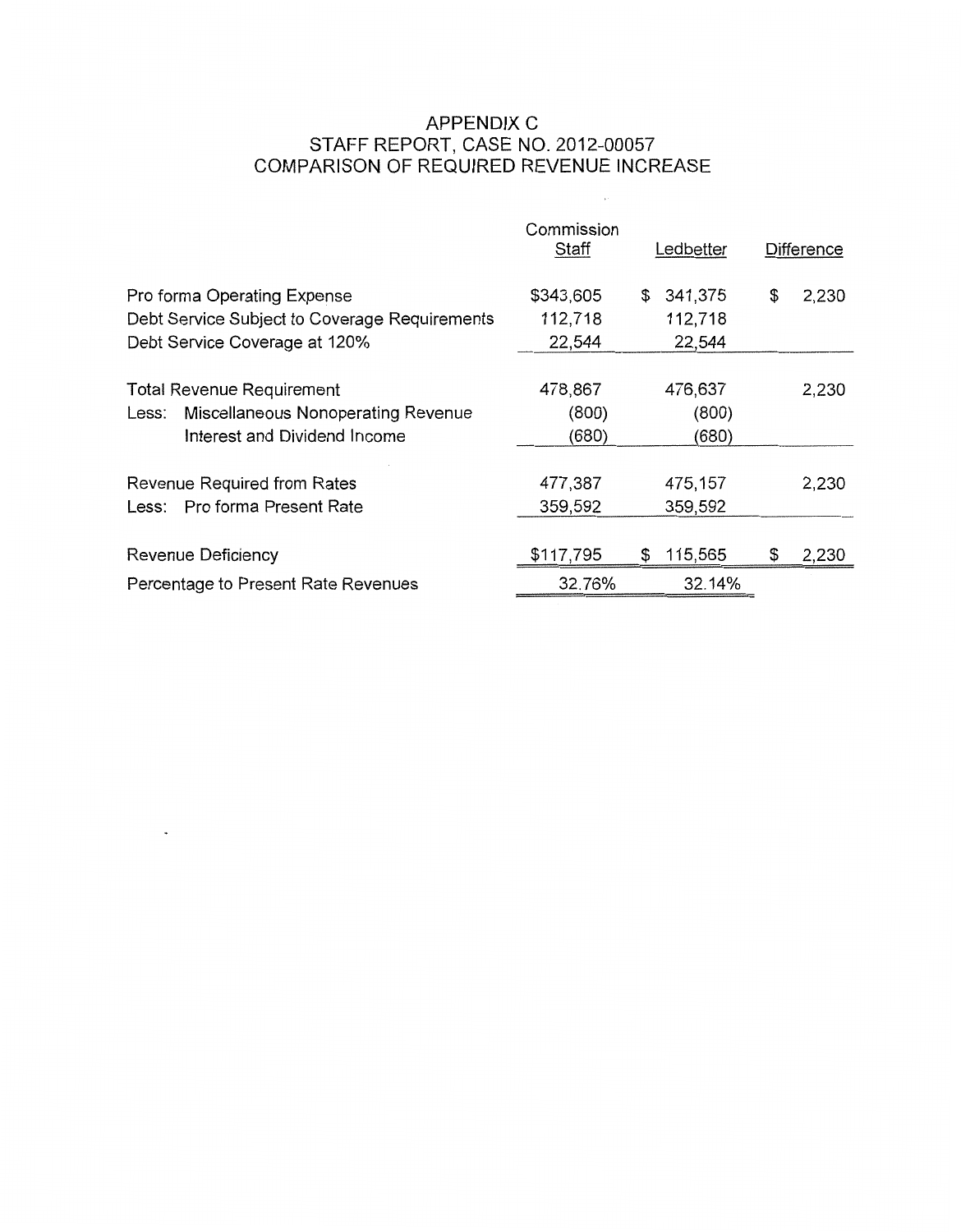# APPENDIX C
## STAFF REPORT, CASE NO. 2012-00057
## COMPARISON OF REQUIRED REVENUE INCREASE

| | Commission Staff | Ledbetter | Difference |
|---|---|---|---|
| Pro forma Operating Expense | $343,605 | $ 341,375 | $ 2,230 |
| Debt Service Subject to Coverage Requirements | 112,718 | 112,718 | |
| Debt Service Coverage at 120% | 22,544 | 22,544 | |
| Total Revenue Requirement | 478,867 | 476,637 | 2,230 |
| Less: Miscellaneous Nonoperating Revenue | (800) | (800) | |
| Interest and Dividend Income | (680) | (680) | |
| Revenue Required from Rates | 477,387 | 475,157 | 2,230 |
| Less: Pro forma Present Rate | 359,592 | 359,592 | |
| Revenue Deficiency | $117,795 | $ 115,565 | $ 2,230 |
| Percentage to Present Rate Revenues | 32.76% | 32.14% | |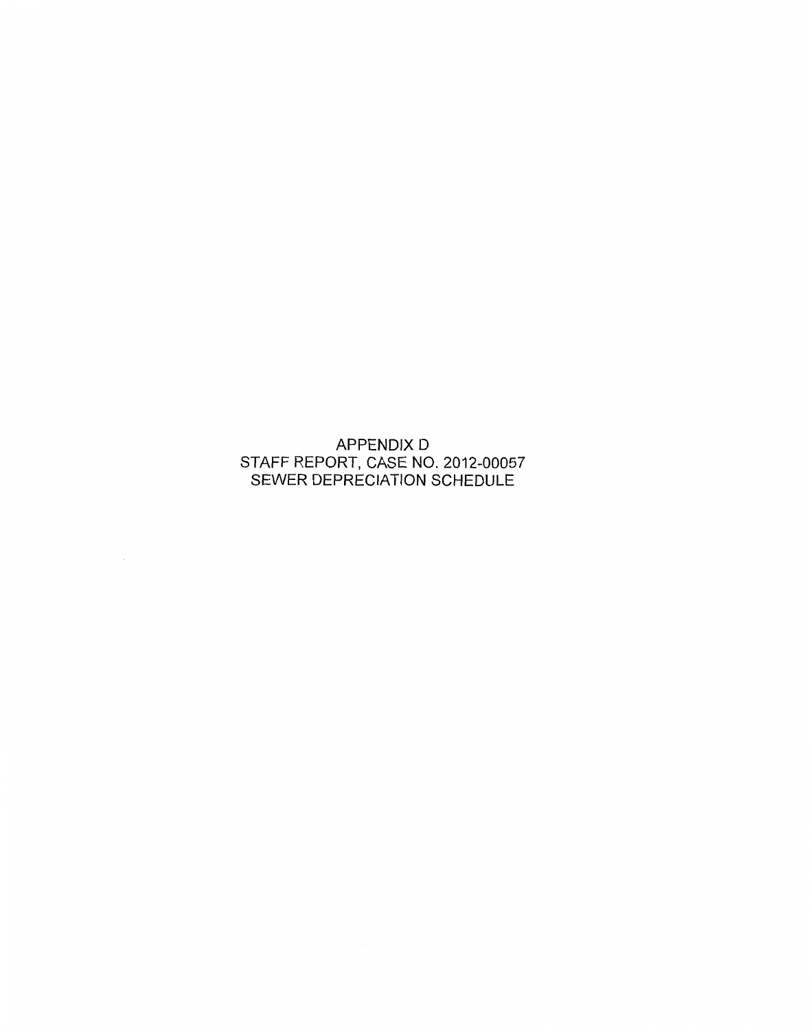APPENDIX D

STAFF REPORT, CASE NO. 2012-00057

SEWER DEPRECIATION SCHEDULE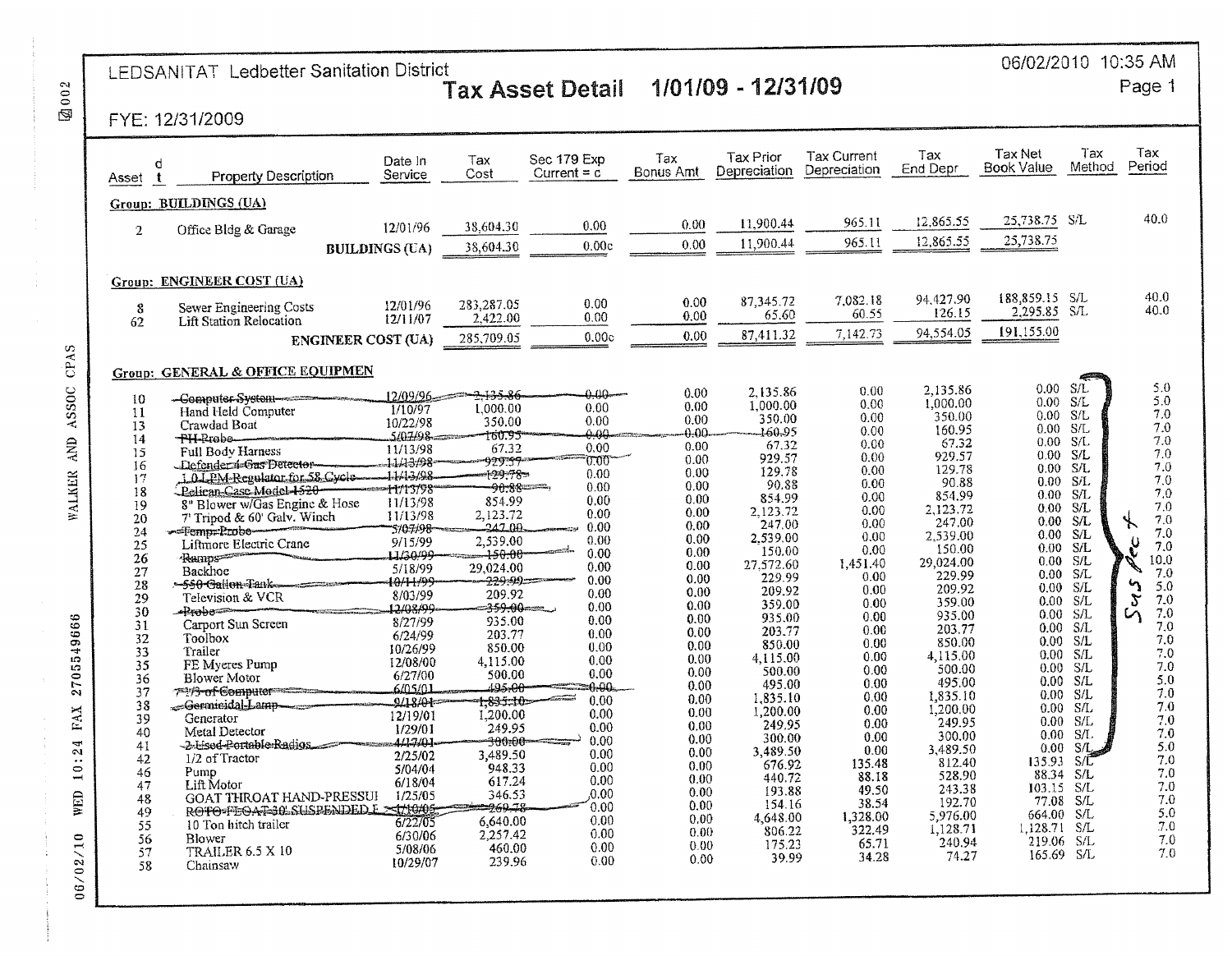LEDSANITAT Ledbetter Sanitation District

# Tax Asset Detail 1/01/09 - 12/31/09

06/02/2010 10:35 AM

FYE: 12/31/2009

| Asset | d t | Property Description | Date In Service | Tax Cost | Sec 179 Exp Current = c | Tax Bonus Amt | Tax Prior Depreciation | Tax Current Depreciation | Tax End Depr | Tax Net Book Value | Tax Method | Tax Period |
|---|---|---|---|---|---|---|---|---|---|---|---|---|
| **Group: BUILDINGS (UA)** | | | | | | | | | | | | |
| 2 | | Office Bldg & Garage | 12/01/96 | 38,604.30 | 0.00 | 0.00 | 11,900.44 | 965.11 | 12,865.55 | 25,738.75 | S/L | 40.0 |
| | | **BUILDINGS (UA)** | | 38,604.30 | 0.00c | 0.00 | 11,900.44 | 965.11 | 12,865.55 | 25,738.75 | | |
| **Group: ENGINEER COST (UA)** | | | | | | | | | | | | |
| 8 | | Sewer Engineering Costs | 12/01/96 | 283,287.05 | 0.00 | 0.00 | 87,345.72 | 7,082.18 | 94,427.90 | 188,859.15 | S/L | 40.0 |
| 62 | | Lift Station Relocation | 12/11/07 | 2,422.00 | 0.00 | 0.00 | 65.60 | 60.55 | 126.15 | 2,295.85 | S/L | 40.0 |
| | | **ENGINEER COST (UA)** | | 285,709.05 | 0.00c | 0.00 | 87,411.32 | 7,142.73 | 94,554.05 | 191,155.00 | | |
| **Group: GENERAL & OFFICE EQUIPMEN** | | | | | | | | | | | | |
| 10 | | ~~Computer System~~ | ~~12/09/96~~ | ~~2,135.86~~ | ~~0.00~~ | 0.00 | 2,135.86 | 0.00 | 2,135.86 | 0.00 | S/L | 5.0 |
| 11 | | Hand Held Computer | 1/10/97 | 1,000.00 | 0.00 | 0.00 | 1,000.00 | 0.00 | 1,000.00 | 0.00 | S/L | 5.0 |
| 13 | | Crawdad Boat | 10/22/98 | 350.00 | 0.00 | 0.00 | 350.00 | 0.00 | 350.00 | 0.00 | S/L | 7.0 |
| 14 | | ~~FH Probe~~ | ~~5/07/98~~ | ~~160.95~~ | ~~0.00~~ | ~~0.00~~ | ~~160.95~~ | 0.00 | 160.95 | 0.00 | S/L | 7.0 |
| 15 | | Full Body Harness | 11/13/98 | 67.32 | 0.00 | 0.00 | 67.32 | 0.00 | 67.32 | 0.00 | S/L | 7.0 |
| 16 | | ~~Defender 4-Gas Detector~~ | ~~11/13/98~~ | ~~929.57~~ | ~~0.00~~ | 0.00 | 929.57 | 0.00 | 929.57 | 0.00 | S/L | 7.0 |
| 17 | | ~~1.0 LPM Regulator for 58 Cycle~~ | ~~11/13/98~~ | ~~129.78~~ | 0.00 | 0.00 | 129.78 | 0.00 | 129.78 | 0.00 | S/L | 7.0 |
| 18 | | ~~Pelican Case Model 1520~~ | ~~11/13/98~~ | ~~90.88~~ | 0.00 | 0.00 | 90.88 | 0.00 | 90.88 | 0.00 | S/L | 7.0 |
| 19 | | 8" Blower w/Gas Engine & Hose | 11/13/98 | 854.99 | 0.00 | 0.00 | 854.99 | 0.00 | 854.99 | 0.00 | S/L | 7.0 |
| 20 | | 7' Tripod & 60' Galv. Winch | 11/13/98 | 2,123.72 | 0.00 | 0.00 | 2,123.72 | 0.00 | 2,123.72 | 0.00 | S/L | 7.0 |
| 24 | | ~~Temp. Probe~~ | ~~5/07/98~~ | ~~247.00~~ | 0.00 | 0.00 | 247.00 | 0.00 | 247.00 | 0.00 | S/L | 7.0 |
| 25 | | Liftmore Electric Crane | 9/15/99 | 2,539.00 | 0.00 | 0.00 | 2,539.00 | 0.00 | 2,539.00 | 0.00 | S/L | 7.0 |
| 26 | | ~~Ramps~~ | ~~11/30/99~~ | ~~150.00~~ | 0.00 | 0.00 | 150.00 | 0.00 | 150.00 | 0.00 | S/L | 7.0 |
| 27 | | Backhoe | 5/18/99 | 29,024.00 | 0.00 | 0.00 | 27,572.60 | 1,451.40 | 29,024.00 | 0.00 | S/L | 10.0 |
| 28 | | ~~550 Gallon Tank~~ | ~~10/11/99~~ | ~~229.99~~ | 0.00 | 0.00 | 229.99 | 0.00 | 229.99 | 0.00 | S/L | 7.0 |
| 29 | | Television & VCR | 8/03/99 | 209.92 | 0.00 | 0.00 | 209.92 | 0.00 | 209.92 | 0.00 | S/L | 5.0 |
| 30 | | ~~Probe~~ | ~~12/08/99~~ | ~~359.00~~ | 0.00 | 0.00 | 359.00 | 0.00 | 359.00 | 0.00 | S/L | 7.0 |
| 31 | | Carport Sun Screen | 8/27/99 | 935.00 | 0.00 | 0.00 | 935.00 | 0.00 | 935.00 | 0.00 | S/L | 7.0 |
| 32 | | Toolbox | 6/24/99 | 203.77 | 0.00 | 0.00 | 203.77 | 0.00 | 203.77 | 0.00 | S/L | 7.0 |
| 33 | | Trailer | 10/26/99 | 850.00 | 0.00 | 0.00 | 850.00 | 0.00 | 850.00 | 0.00 | S/L | 7.0 |
| 35 | | FE Myeres Pump | 12/08/00 | 4,115.00 | 0.00 | 0.00 | 4,115.00 | 0.00 | 4,115.00 | 0.00 | S/L | 7.0 |
| 36 | | Blower Motor | 6/27/00 | 500.00 | 0.00 | 0.00 | 500.00 | 0.00 | 500.00 | 0.00 | S/L | 7.0 |
| 37 | | ~~1/3 of Computer~~ | ~~6/05/01~~ | ~~495.00~~ | ~~0.00~~ | 0.00 | 495.00 | 0.00 | 495.00 | 0.00 | S/L | 5.0 |
| 38 | | ~~Germicidal Lamp~~ | ~~9/18/01~~ | ~~1,835.10~~ | 0.00 | 0.00 | 1,835.10 | 0.00 | 1,835.10 | 0.00 | S/L | 7.0 |
| 39 | | Generator | 12/19/01 | 1,200.00 | 0.00 | 0.00 | 1,200.00 | 0.00 | 1,200.00 | 0.00 | S/L | 7.0 |
| 40 | | Metal Detector | 1/29/01 | 249.95 | 0.00 | 0.00 | 249.95 | 0.00 | 249.95 | 0.00 | S/L | 7.0 |
| 41 | | ~~2 Used Portable Radios~~ | ~~4/17/01~~ | ~~300.00~~ | 0.00 | 0.00 | 300.00 | 0.00 | 300.00 | 0.00 | S/L | 5.0 |
| 42 | | 1/2 of Tractor | 2/25/02 | 3,489.50 | 0.00 | 0.00 | 3,489.50 | 0.00 | 3,489.50 | 0.00 | S/L | 7.0 |
| 46 | | Pump | 5/04/04 | 948.33 | 0.00 | 0.00 | 676.92 | 135.48 | 812.40 | 135.93 | S/L | 7.0 |
| 47 | | Lift Motor | 6/18/04 | 617.24 | 0.00 | 0.00 | 440.72 | 88.18 | 528.90 | 88.34 | S/L | 7.0 |
| 48 | | GOAT THROAT HAND-PRESSUI | 1/25/05 | 346.53 | 0.00 | 0.00 | 193.88 | 49.50 | 243.38 | 103.15 | S/L | 7.0 |
| 49 | | ~~ROTO-FLOAT 30 SUSPENDED E~~ | ~~1/10/05~~ | ~~269.78~~ | 0.00 | 0.00 | 154.16 | 38.54 | 192.70 | 77.08 | S/L | 7.0 |
| 55 | | 10 Ton hitch trailer | 6/22/05 | 6,640.00 | 0.00 | 0.00 | 4,648.00 | 1,328.00 | 5,976.00 | 664.00 | S/L | 5.0 |
| 56 | | Blower | 6/30/06 | 2,257.42 | 0.00 | 0.00 | 806.22 | 322.49 | 1,128.71 | 1,128.71 | S/L | 7.0 |
| 57 | | TRAILER 6.5 X 10 | 5/08/06 | 460.00 | 0.00 | 0.00 | 175.23 | 65.71 | 240.94 | 219.06 | S/L | 7.0 |
| 58 | | Chainsaw | 10/29/07 | 239.96 | 0.00 | 0.00 | 39.99 | 34.28 | 74.27 | 165.69 | S/L | 7.0 |

*Handwritten note (bracketing assets 10–42): Sus pect*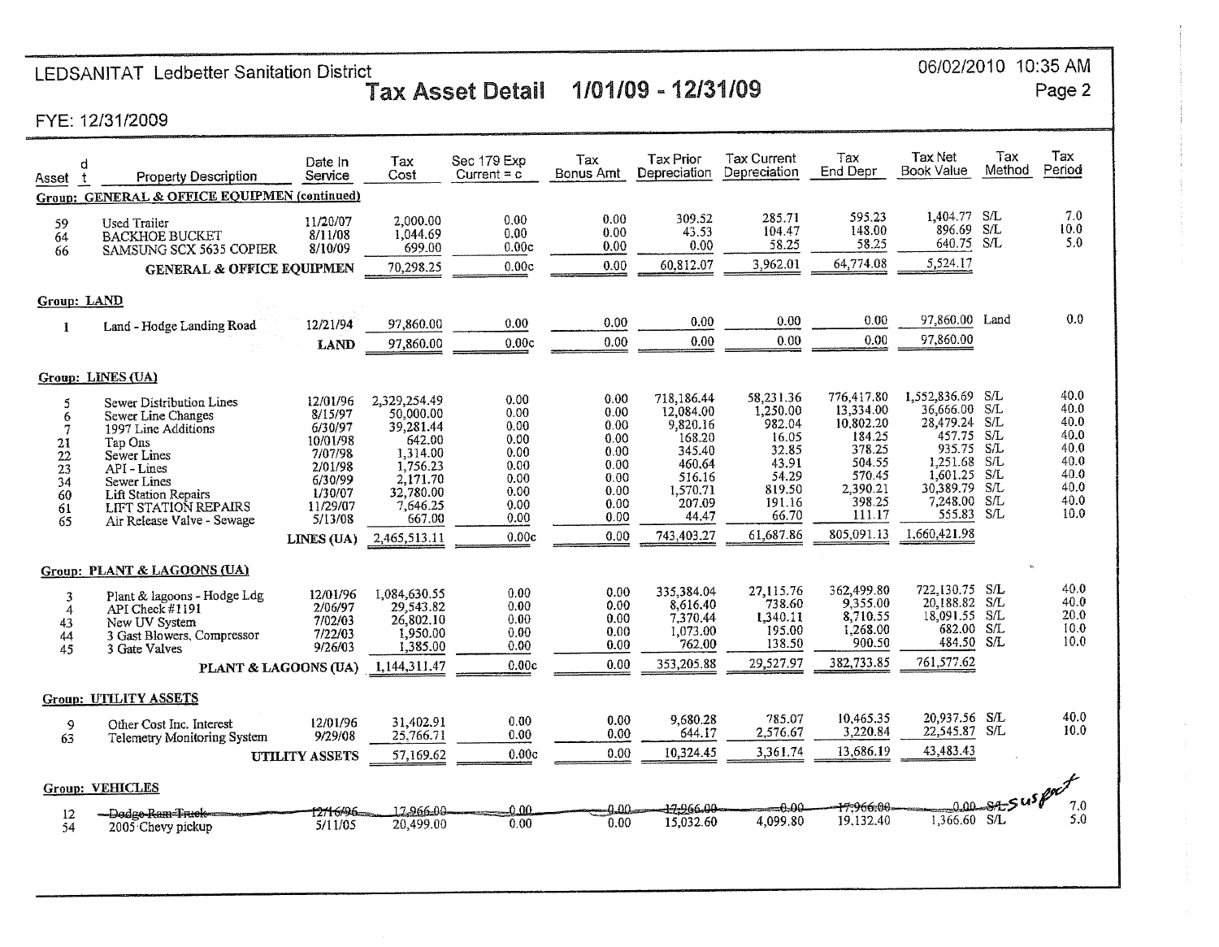LEDSANITAT Ledbetter Sanitation District

06/02/2010 10:35 AM

# Tax Asset Detail 1/01/09 - 12/31/09

FYE: 12/31/2009

| Asset | d t | Property Description | Date In Service | Tax Cost | Sec 179 Exp Current = c | Tax Bonus Amt | Tax Prior Depreciation | Tax Current Depreciation | Tax End Depr | Tax Net Book Value | Tax Method | Tax Period |
|---|---|---|---|---|---|---|---|---|---|---|---|---|
| **Group: GENERAL & OFFICE EQUIPMEN (continued)** | | | | | | | | | | | | |
| 59 | | Used Trailer | 11/20/07 | 2,000.00 | 0.00 | 0.00 | 309.52 | 285.71 | 595.23 | 1,404.77 | S/L | 7.0 |
| 64 | | BACKHOE BUCKET | 8/11/08 | 1,044.69 | 0.00 | 0.00 | 43.53 | 104.47 | 148.00 | 896.69 | S/L | 10.0 |
| 66 | | SAMSUNG SCX 5635 COPIER | 8/10/09 | 699.00 | 0.00c | 0.00 | 0.00 | 58.25 | 58.25 | 640.75 | S/L | 5.0 |
| | | **GENERAL & OFFICE EQUIPMEN** | | 70,298.25 | 0.00c | 0.00 | 60,812.07 | 3,962.01 | 64,774.08 | 5,524.17 | | |
| **Group: LAND** | | | | | | | | | | | | |
| 1 | | Land - Hodge Landing Road | 12/21/94 | 97,860.00 | 0.00 | 0.00 | 0.00 | 0.00 | 0.00 | 97,860.00 | Land | 0.0 |
| | | | **LAND** | 97,860.00 | 0.00c | 0.00 | 0.00 | 0.00 | 0.00 | 97,860.00 | | |
| **Group: LINES (UA)** | | | | | | | | | | | | |
| 5 | | Sewer Distribution Lines | 12/01/96 | 2,329,254.49 | 0.00 | 0.00 | 718,186.44 | 58,231.36 | 776,417.80 | 1,552,836.69 | S/L | 40.0 |
| 6 | | Sewer Line Changes | 8/15/97 | 50,000.00 | 0.00 | 0.00 | 12,084.00 | 1,250.00 | 13,334.00 | 36,666.00 | S/L | 40.0 |
| 7 | | 1997 Line Additions | 6/30/97 | 39,281.44 | 0.00 | 0.00 | 9,820.16 | 982.04 | 10,802.20 | 28,479.24 | S/L | 40.0 |
| 21 | | Tap Ons | 10/01/98 | 642.00 | 0.00 | 0.00 | 168.20 | 16.05 | 184.25 | 457.75 | S/L | 40.0 |
| 22 | | Sewer Lines | 7/07/98 | 1,314.00 | 0.00 | 0.00 | 345.40 | 32.85 | 378.25 | 935.75 | S/L | 40.0 |
| 23 | | API - Lines | 2/01/98 | 1,756.23 | 0.00 | 0.00 | 460.64 | 43.91 | 504.55 | 1,251.68 | S/L | 40.0 |
| 34 | | Sewer Lines | 6/30/99 | 2,171.70 | 0.00 | 0.00 | 516.16 | 54.29 | 570.45 | 1,601.25 | S/L | 40.0 |
| 60 | | Lift Station Repairs | 1/30/07 | 32,780.00 | 0.00 | 0.00 | 1,570.71 | 819.50 | 2,390.21 | 30,389.79 | S/L | 40.0 |
| 61 | | LIFT STATION REPAIRS | 11/29/07 | 7,646.25 | 0.00 | 0.00 | 207.09 | 191.16 | 398.25 | 7,248.00 | S/L | 40.0 |
| 65 | | Air Release Valve - Sewage | 5/13/08 | 667.00 | 0.00 | 0.00 | 44.47 | 66.70 | 111.17 | 555.83 | S/L | 10.0 |
| | | | **LINES (UA)** | 2,465,513.11 | 0.00c | 0.00 | 743,403.27 | 61,687.86 | 805,091.13 | 1,660,421.98 | | |
| **Group: PLANT & LAGOONS (UA)** | | | | | | | | | | | | |
| 3 | | Plant & lagoons - Hodge Ldg | 12/01/96 | 1,084,630.55 | 0.00 | 0.00 | 335,384.04 | 27,115.76 | 362,499.80 | 722,130.75 | S/L | 40.0 |
| 4 | | API Check #1191 | 2/06/97 | 29,543.82 | 0.00 | 0.00 | 8,616.40 | 738.60 | 9,355.00 | 20,188.82 | S/L | 40.0 |
| 43 | | New UV System | 7/02/03 | 26,802.10 | 0.00 | 0.00 | 7,370.44 | 1,340.11 | 8,710.55 | 18,091.55 | S/L | 20.0 |
| 44 | | 3 Gast Blowers, Compressor | 7/22/03 | 1,950.00 | 0.00 | 0.00 | 1,073.00 | 195.00 | 1,268.00 | 682.00 | S/L | 10.0 |
| 45 | | 3 Gate Valves | 9/26/03 | 1,385.00 | 0.00 | 0.00 | 762.00 | 138.50 | 900.50 | 484.50 | S/L | 10.0 |
| | | **PLANT & LAGOONS (UA)** | | 1,144,311.47 | 0.00c | 0.00 | 353,205.88 | 29,527.97 | 382,733.85 | 761,577.62 | | |
| **Group: UTILITY ASSETS** | | | | | | | | | | | | |
| 9 | | Other Cost Inc. Interest | 12/01/96 | 31,402.91 | 0.00 | 0.00 | 9,680.28 | 785.07 | 10,465.35 | 20,937.56 | S/L | 40.0 |
| 63 | | Telemetry Monitoring System | 9/29/08 | 25,766.71 | 0.00 | 0.00 | 644.17 | 2,576.67 | 3,220.84 | 22,545.87 | S/L | 10.0 |
| | | | **UTILITY ASSETS** | 57,169.62 | 0.00c | 0.00 | 10,324.45 | 3,361.74 | 13,686.19 | 43,483.43 | | |
| **Group: VEHICLES** | | | | | | | | | | | | |
| 12 | | ~~Dodge Ram Truck~~ | ~~12/16/96~~ | ~~17,966.00~~ | ~~0.00~~ | ~~0.00~~ | ~~17,966.00~~ | ~~0.00~~ | ~~17,966.00~~ | ~~0.00~~ | ~~S/L~~ suspect | 7.0 |
| 54 | | 2005 Chevy pickup | 5/11/05 | 20,499.00 | 0.00 | 0.00 | 15,032.60 | 4,099.80 | 19,132.40 | 1,366.60 | S/L | 5.0 |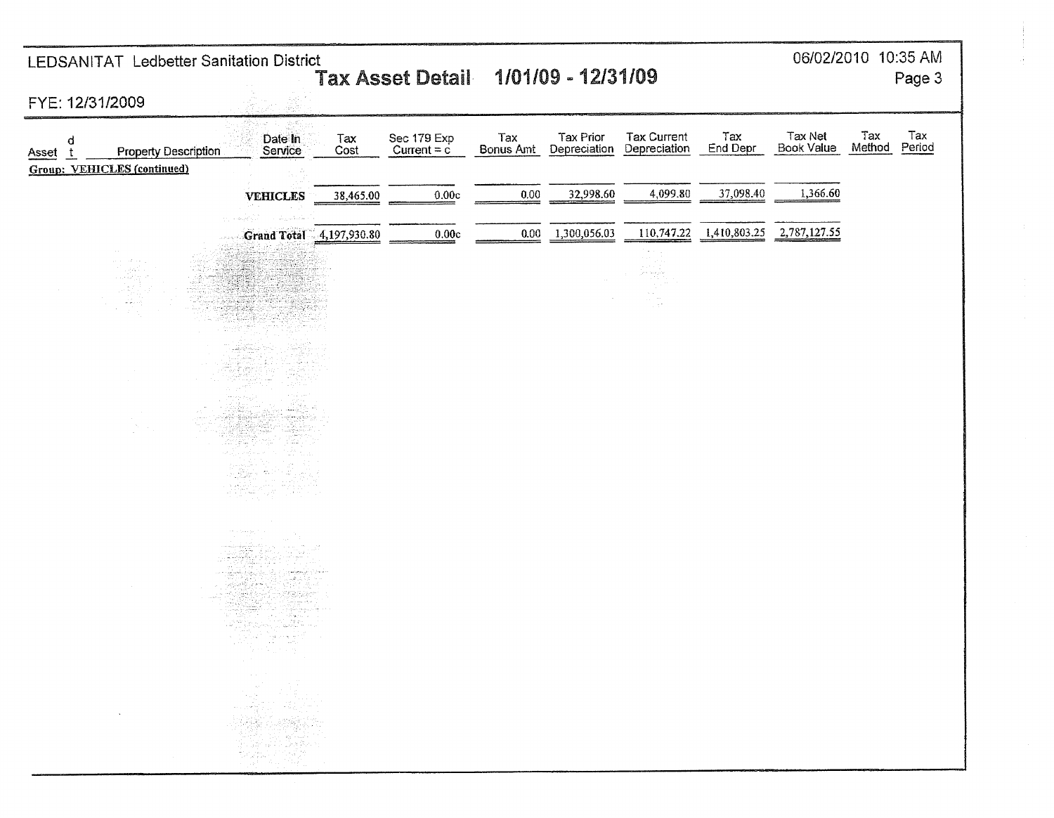LEDSANITAT Ledbetter Sanitation District

# Tax Asset Detail 1/01/09 - 12/31/09

FYE: 12/31/2009

| Asset | d t | Property Description | Date In Service | Tax Cost | Sec 179 Exp Current = c | Tax Bonus Amt | Tax Prior Depreciation | Tax Current Depreciation | Tax End Depr | Tax Net Book Value | Tax Method | Tax Period |
|---|---|---|---|---|---|---|---|---|---|---|---|---|
| **Group: VEHICLES (continued)** | | | | | | | | | | | | |
| | | | **VEHICLES** | 38,465.00 | 0.00c | 0.00 | 32,998.60 | 4,099.80 | 37,098.40 | 1,366.60 | | |
| | | | **Grand Total** | 4,197,930.80 | 0.00c | 0.00 | 1,300,056.03 | 110,747.22 | 1,410,803.25 | 2,787,127.55 | | |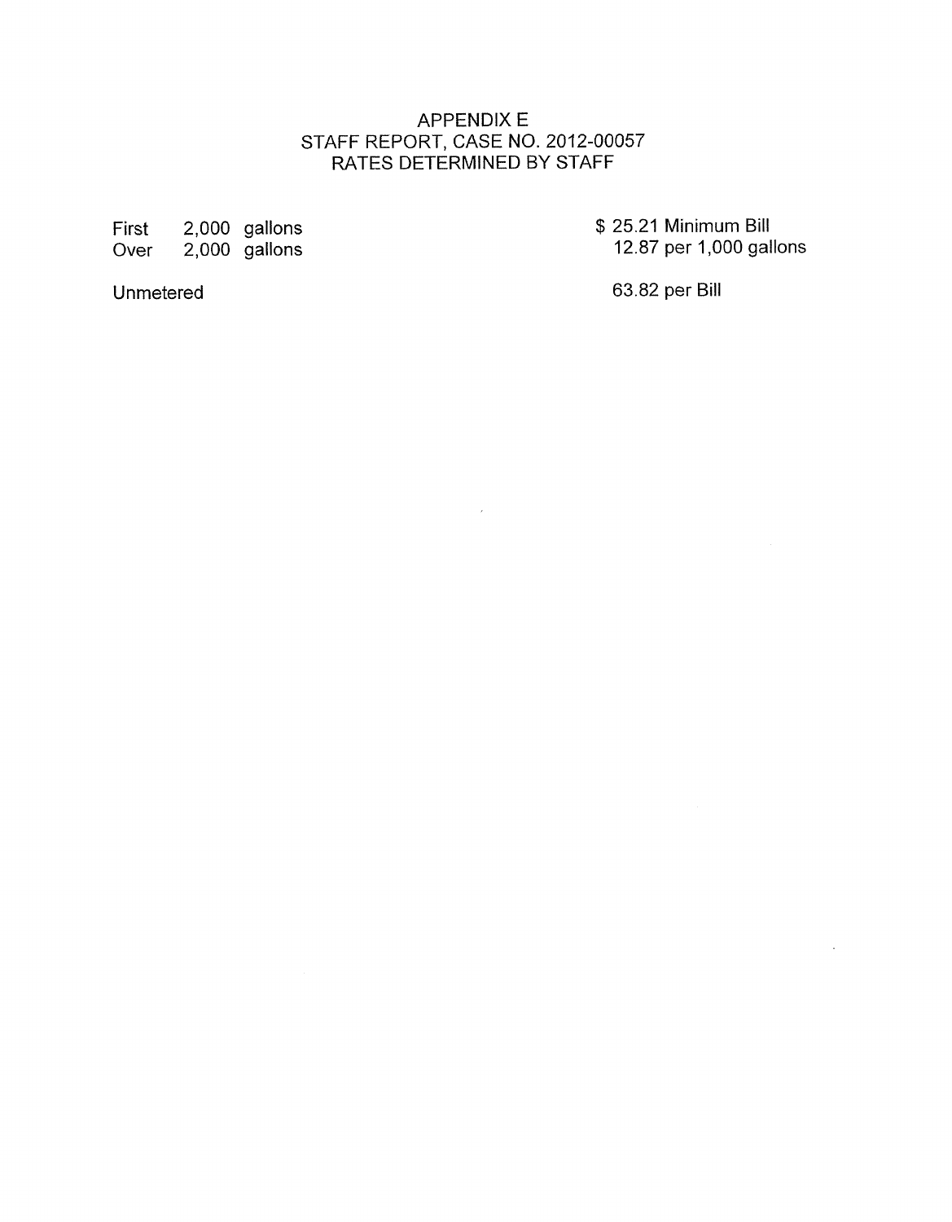# APPENDIX E
## STAFF REPORT, CASE NO. 2012-00057
## RATES DETERMINED BY STAFF

| | | |
|---|---|---|
| First | 2,000 gallons | $ 25.21 Minimum Bill |
| Over | 2,000 gallons | 12.87 per 1,000 gallons |
| Unmetered | | 63.82 per Bill |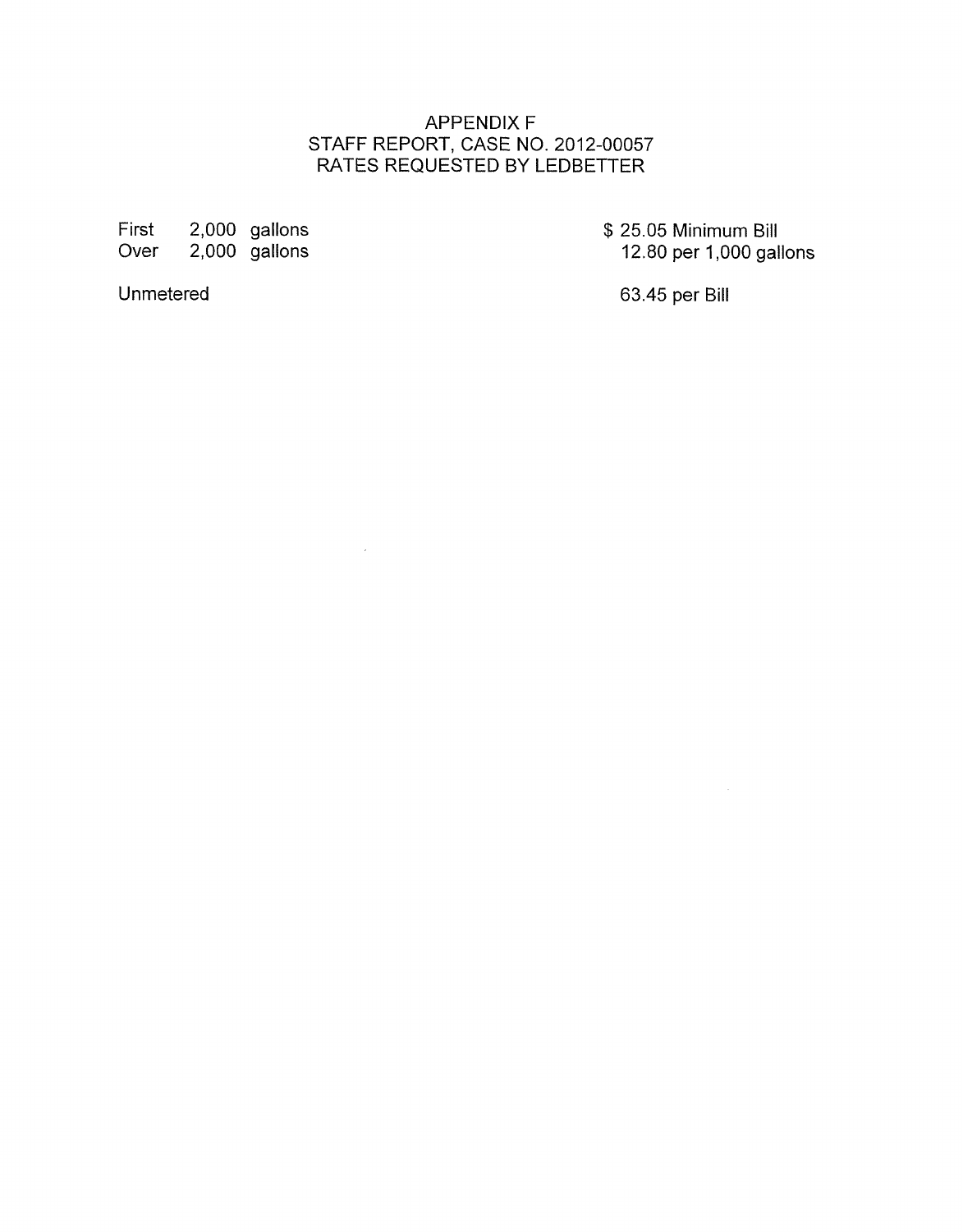# APPENDIX F
## STAFF REPORT, CASE NO. 2012-00057
## RATES REQUESTED BY LEDBETTER

| | | |
|---|---|---|
| First | 2,000 gallons | $ 25.05 Minimum Bill |
| Over | 2,000 gallons | 12.80 per 1,000 gallons |
| Unmetered | | 63.45 per Bill |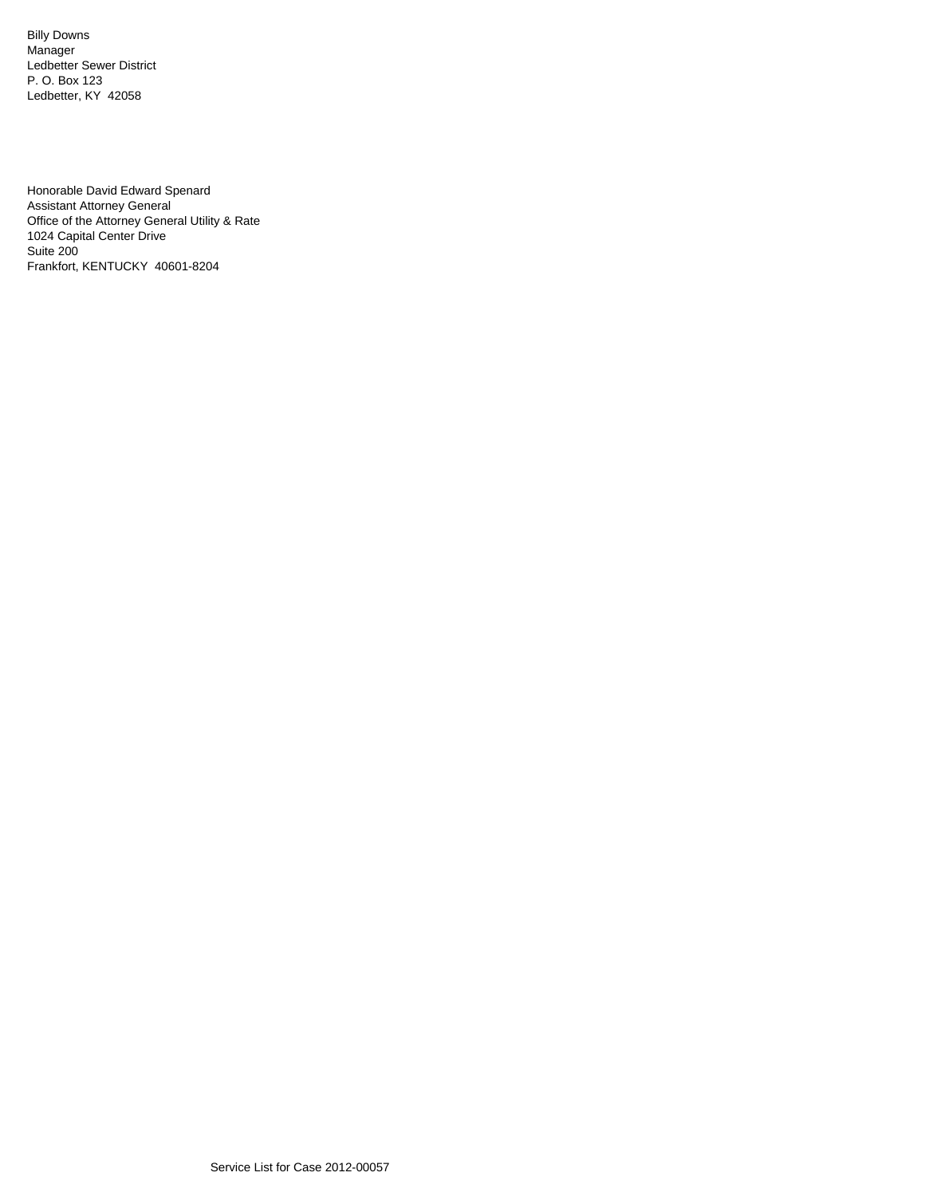Billy Downs
Manager
Ledbetter Sewer District
P. O. Box 123
Ledbetter, KY  42058

Honorable David Edward Spenard
Assistant Attorney General
Office of the Attorney General Utility & Rate
1024 Capital Center Drive
Suite 200
Frankfort, KENTUCKY  40601-8204

Service List for Case 2012-00057